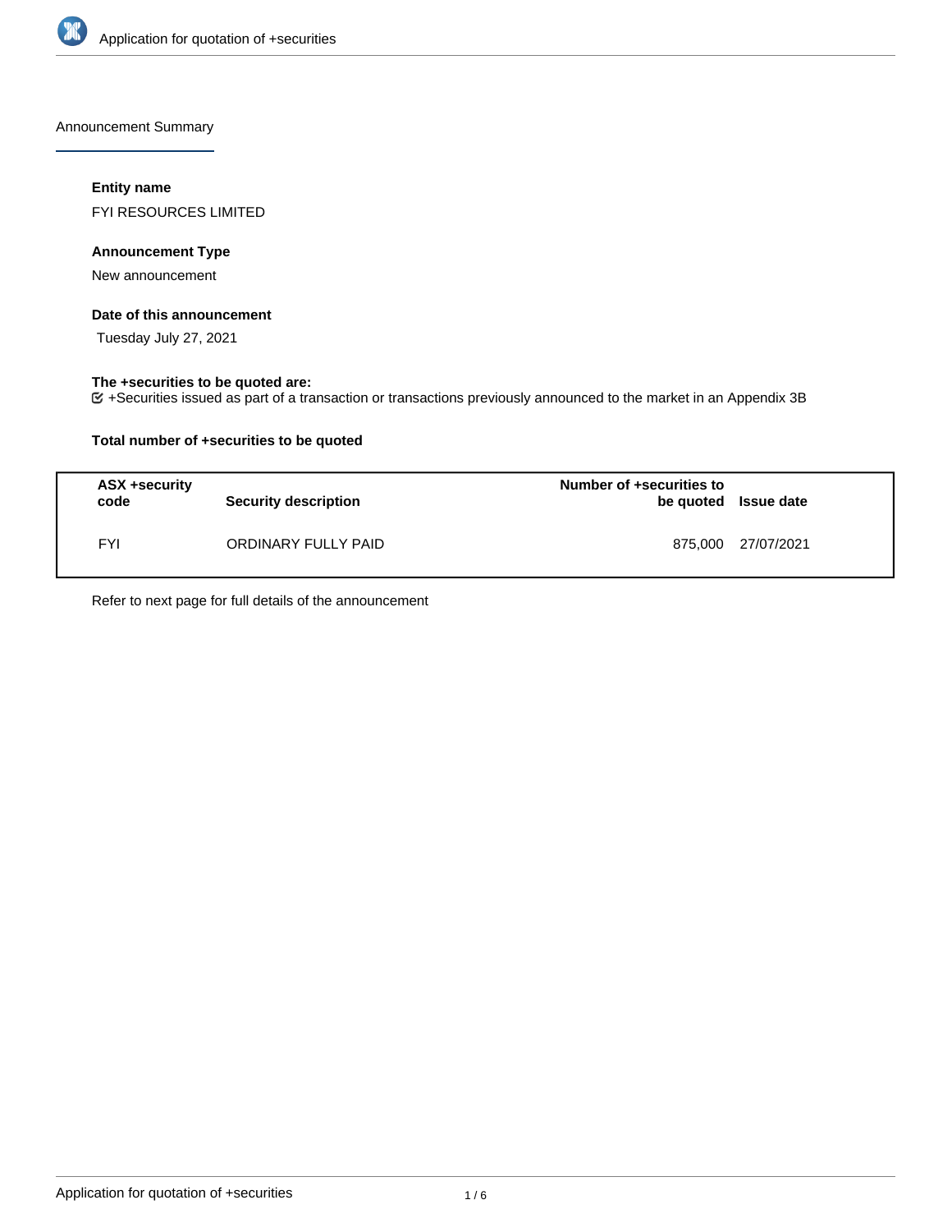Announcement Summary

### Entity name

FYI RESOURCES LIMITED

### Announcement Type

New announcement

### Date of this announcement

Tuesday July 27, 2021

### The +securities to be quoted are:

☑ +Securities issued as part of a transaction or transactions previously announced to the market in an Appendix 3B

### Total number of +securities to be quoted

| ASX +security code | Security description | Number of +securities to be quoted | Issue date |
|---|---|---|---|
| FYI | ORDINARY FULLY PAID | 875,000 | 27/07/2021 |

Refer to next page for full details of the announcement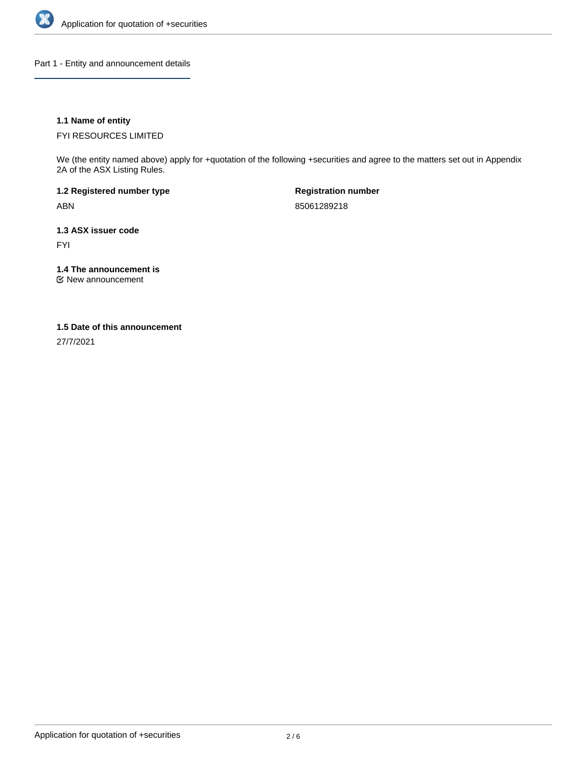## Part 1 - Entity and announcement details

**1.1 Name of entity**

FYI RESOURCES LIMITED

We (the entity named above) apply for +quotation of the following +securities and agree to the matters set out in Appendix 2A of the ASX Listing Rules.

**1.2 Registered number type**

ABN

**Registration number**

85061289218

**1.3 ASX issuer code**

FYI

**1.4 The announcement is**

☑ New announcement

**1.5 Date of this announcement**

27/7/2021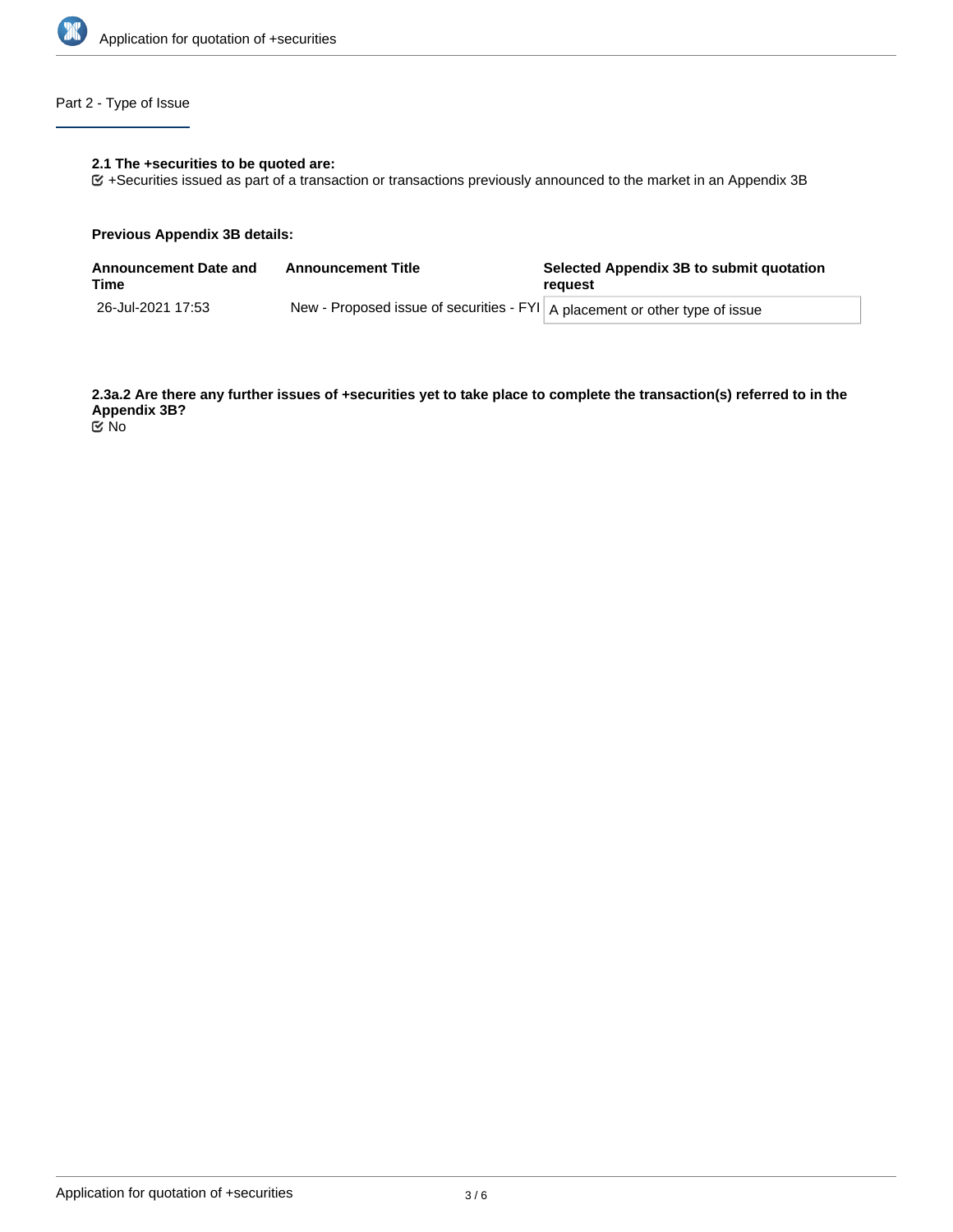## Part 2 - Type of Issue

**2.1 The +securities to be quoted are:**

☑ +Securities issued as part of a transaction or transactions previously announced to the market in an Appendix 3B

**Previous Appendix 3B details:**

| Announcement Date and Time | Announcement Title | Selected Appendix 3B to submit quotation request |
|---|---|---|
| 26-Jul-2021 17:53 | New - Proposed issue of securities - FYI | A placement or other type of issue |

**2.3a.2 Are there any further issues of +securities yet to take place to complete the transaction(s) referred to in the Appendix 3B?**

☑ No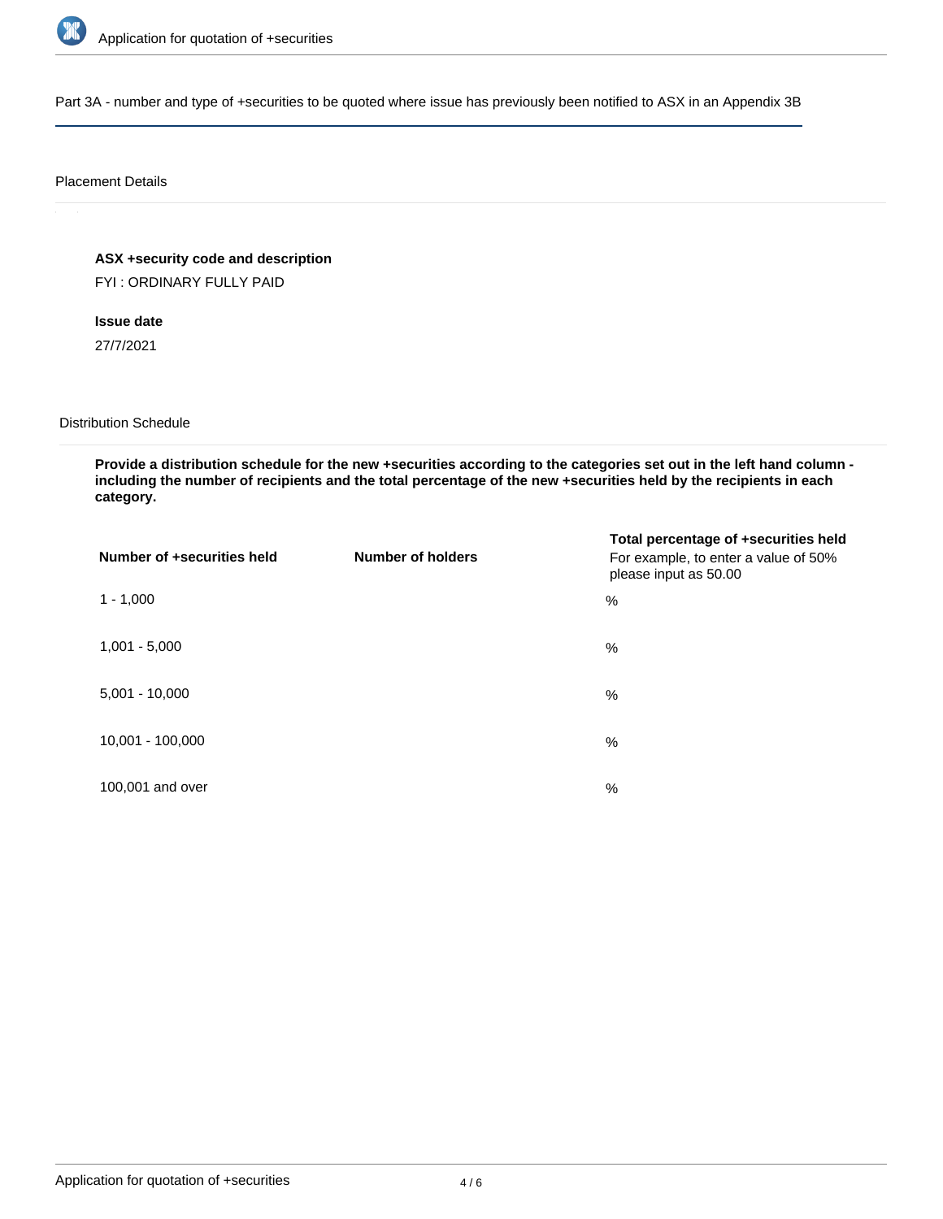Part 3A - number and type of +securities to be quoted where issue has previously been notified to ASX in an Appendix 3B

Placement Details

**ASX +security code and description**

FYI : ORDINARY FULLY PAID

**Issue date**

27/7/2021

Distribution Schedule

**Provide a distribution schedule for the new +securities according to the categories set out in the left hand column - including the number of recipients and the total percentage of the new +securities held by the recipients in each category.**

| Number of +securities held | Number of holders | Total percentage of +securities held<br>For example, to enter a value of 50% please input as 50.00 |
| --- | --- | --- |
| 1 - 1,000 | | % |
| 1,001 - 5,000 | | % |
| 5,001 - 10,000 | | % |
| 10,001 - 100,000 | | % |
| 100,001 and over | | % |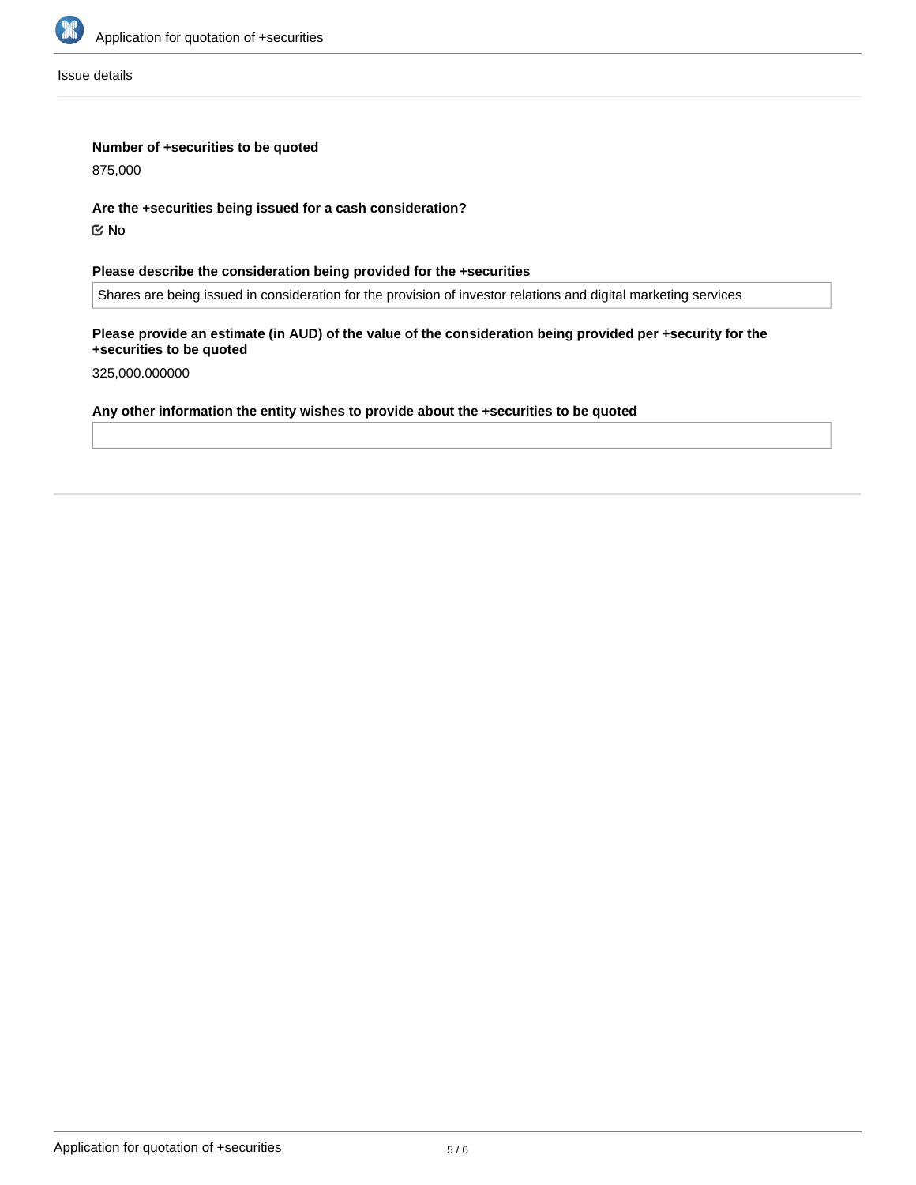Issue details

**Number of +securities to be quoted**

875,000

**Are the +securities being issued for a cash consideration?**

☑ No

**Please describe the consideration being provided for the +securities**

Shares are being issued in consideration for the provision of investor relations and digital marketing services

**Please provide an estimate (in AUD) of the value of the consideration being provided per +security for the +securities to be quoted**

325,000.000000

**Any other information the entity wishes to provide about the +securities to be quoted**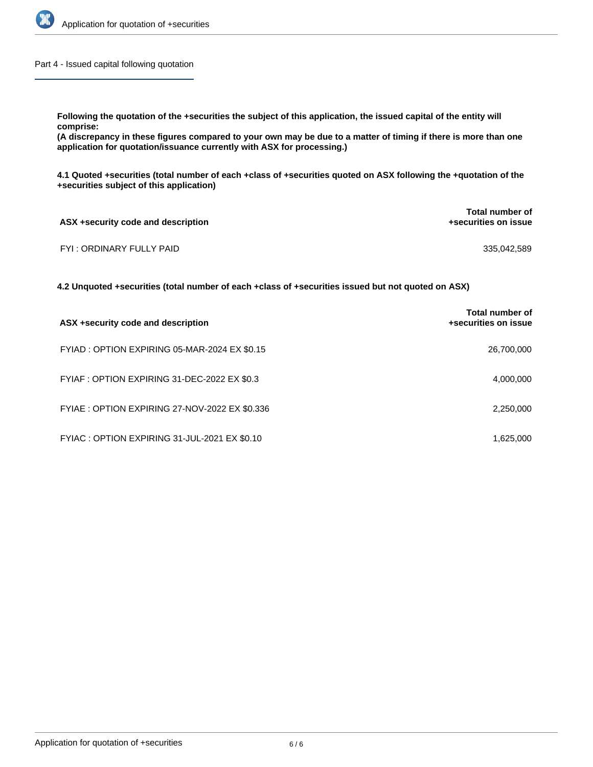## Part 4 - Issued capital following quotation

**Following the quotation of the +securities the subject of this application, the issued capital of the entity will comprise:**
**(A discrepancy in these figures compared to your own may be due to a matter of timing if there is more than one application for quotation/issuance currently with ASX for processing.)**

**4.1 Quoted +securities (total number of each +class of +securities quoted on ASX following the +quotation of the +securities subject of this application)**

| ASX +security code and description | Total number of +securities on issue |
|---|---|
| FYI : ORDINARY FULLY PAID | 335,042,589 |

**4.2 Unquoted +securities (total number of each +class of +securities issued but not quoted on ASX)**

| ASX +security code and description | Total number of +securities on issue |
|---|---|
| FYIAD : OPTION EXPIRING 05-MAR-2024 EX $0.15 | 26,700,000 |
| FYIAF : OPTION EXPIRING 31-DEC-2022 EX $0.3 | 4,000,000 |
| FYIAE : OPTION EXPIRING 27-NOV-2022 EX $0.336 | 2,250,000 |
| FYIAC : OPTION EXPIRING 31-JUL-2021 EX $0.10 | 1,625,000 |